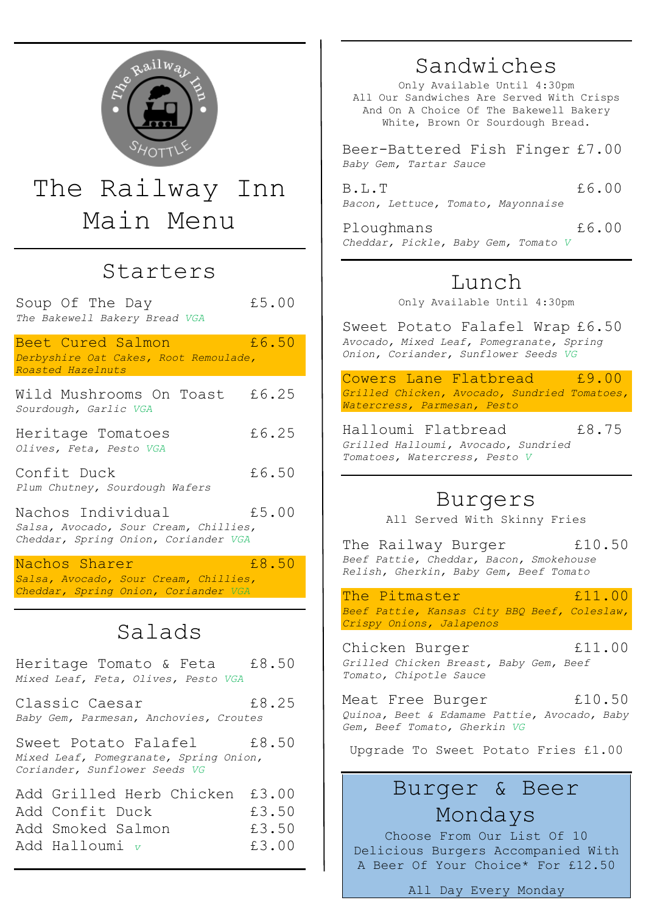# The Railway Inn Main Menu

## Starters

**Soup Of The Day** £5.00
*The Bakewell Bakery Bread* VGA

**Beet Cured Salmon** £6.50
*Derbyshire Oat Cakes, Root Remoulade, Roasted Hazelnuts*

**Wild Mushrooms On Toast** £6.25
*Sourdough, Garlic* VGA

**Heritage Tomatoes** £6.25
*Olives, Feta, Pesto* VGA

**Confit Duck** £6.50
*Plum Chutney, Sourdough Wafers*

**Nachos Individual** £5.00
*Salsa, Avocado, Sour Cream, Chillies, Cheddar, Spring Onion, Coriander* VGA

**Nachos Sharer** £8.50
*Salsa, Avocado, Sour Cream, Chillies, Cheddar, Spring Onion, Coriander* VGA

## Salads

**Heritage Tomato & Feta** £8.50
*Mixed Leaf, Feta, Olives, Pesto* VGA

**Classic Caesar** £8.25
*Baby Gem, Parmesan, Anchovies, Croutes*

**Sweet Potato Falafel** £8.50
*Mixed Leaf, Pomegranate, Spring Onion, Coriander, Sunflower Seeds* VG

Add Grilled Herb Chicken £3.00
Add Confit Duck £3.50
Add Smoked Salmon £3.50
Add Halloumi V £3.00

## Sandwiches

Only Available Until 4:30pm
All Our Sandwiches Are Served With Crisps And On A Choice Of The Bakewell Bakery White, Brown Or Sourdough Bread.

**Beer-Battered Fish Finger** £7.00
*Baby Gem, Tartar Sauce*

**B.L.T** £6.00
*Bacon, Lettuce, Tomato, Mayonnaise*

**Ploughmans** £6.00
*Cheddar, Pickle, Baby Gem, Tomato* V

## Lunch

Only Available Until 4:30pm

**Sweet Potato Falafel Wrap** £6.50
*Avocado, Mixed Leaf, Pomegranate, Spring Onion, Coriander, Sunflower Seeds* VG

**Cowers Lane Flatbread** £9.00
*Grilled Chicken, Avocado, Sundried Tomatoes, Watercress, Parmesan, Pesto*

**Halloumi Flatbread** £8.75
*Grilled Halloumi, Avocado, Sundried Tomatoes, Watercress, Pesto* V

## Burgers

All Served With Skinny Fries

**The Railway Burger** £10.50
*Beef Pattie, Cheddar, Bacon, Smokehouse Relish, Gherkin, Baby Gem, Beef Tomato*

**The Pitmaster** £11.00
*Beef Pattie, Kansas City BBQ Beef, Coleslaw, Crispy Onions, Jalapenos*

**Chicken Burger** £11.00
*Grilled Chicken Breast, Baby Gem, Beef Tomato, Chipotle Sauce*

**Meat Free Burger** £10.50
*Quinoa, Beet & Edamame Pattie, Avocado, Baby Gem, Beef Tomato, Gherkin* VG

Upgrade To Sweet Potato Fries £1.00

## Burger & Beer Mondays

Choose From Our List Of 10 Delicious Burgers Accompanied With A Beer Of Your Choice* For £12.50

All Day Every Monday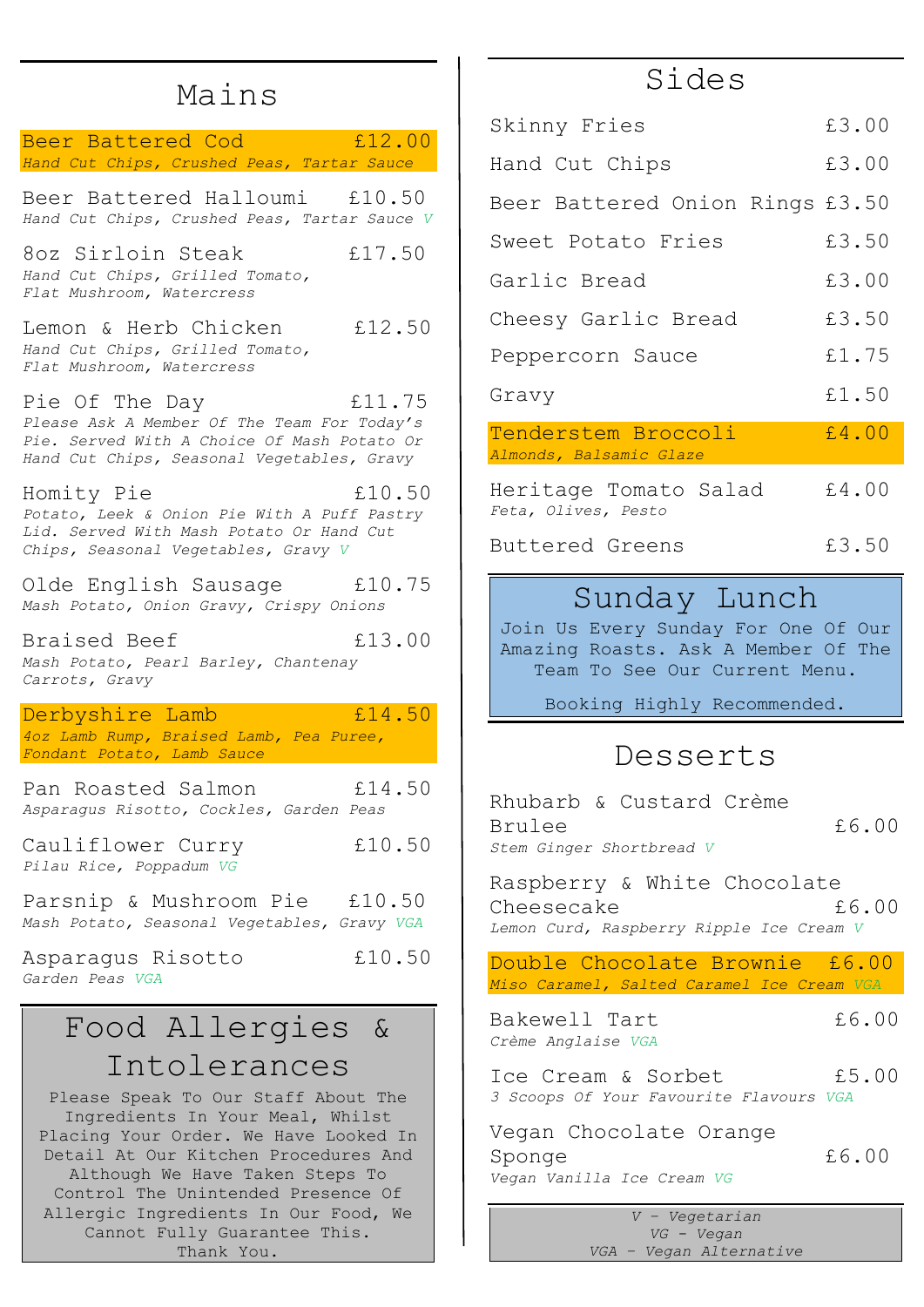## Mains

**Beer Battered Cod** £12.00
*Hand Cut Chips, Crushed Peas, Tartar Sauce*

**Beer Battered Halloumi** £10.50
*Hand Cut Chips, Crushed Peas, Tartar Sauce* V

**8oz Sirloin Steak** £17.50
*Hand Cut Chips, Grilled Tomato, Flat Mushroom, Watercress*

**Lemon & Herb Chicken** £12.50
*Hand Cut Chips, Grilled Tomato, Flat Mushroom, Watercress*

**Pie Of The Day** £11.75
*Please Ask A Member Of The Team For Today's Pie. Served With A Choice Of Mash Potato Or Hand Cut Chips, Seasonal Vegetables, Gravy*

**Homity Pie** £10.50
*Potato, Leek & Onion Pie With A Puff Pastry Lid. Served With Mash Potato Or Hand Cut Chips, Seasonal Vegetables, Gravy* V

**Olde English Sausage** £10.75
*Mash Potato, Onion Gravy, Crispy Onions*

**Braised Beef** £13.00
*Mash Potato, Pearl Barley, Chantenay Carrots, Gravy*

**Derbyshire Lamb** £14.50
*4oz Lamb Rump, Braised Lamb, Pea Puree, Fondant Potato, Lamb Sauce*

**Pan Roasted Salmon** £14.50
*Asparagus Risotto, Cockles, Garden Peas*

**Cauliflower Curry** £10.50
*Pilau Rice, Poppadum* VG

**Parsnip & Mushroom Pie** £10.50
*Mash Potato, Seasonal Vegetables, Gravy* VGA

**Asparagus Risotto** £10.50
*Garden Peas* VGA

## Food Allergies & Intolerances

Please Speak To Our Staff About The Ingredients In Your Meal, Whilst Placing Your Order. We Have Looked In Detail At Our Kitchen Procedures And Although We Have Taken Steps To Control The Unintended Presence Of Allergic Ingredients In Our Food, We Cannot Fully Guarantee This. Thank You.

## Sides

| | |
|---|---|
| Skinny Fries | £3.00 |
| Hand Cut Chips | £3.00 |
| Beer Battered Onion Rings | £3.50 |
| Sweet Potato Fries | £3.50 |
| Garlic Bread | £3.00 |
| Cheesy Garlic Bread | £3.50 |
| Peppercorn Sauce | £1.75 |
| Gravy | £1.50 |
| Tenderstem Broccoli<br>*Almonds, Balsamic Glaze* | £4.00 |
| Heritage Tomato Salad<br>*Feta, Olives, Pesto* | £4.00 |
| Buttered Greens | £3.50 |

## Sunday Lunch

Join Us Every Sunday For One Of Our Amazing Roasts. Ask A Member Of The Team To See Our Current Menu.

Booking Highly Recommended.

## Desserts

**Rhubarb & Custard Crème Brulee** £6.00
*Stem Ginger Shortbread* V

**Raspberry & White Chocolate Cheesecake** £6.00
*Lemon Curd, Raspberry Ripple Ice Cream* V

**Double Chocolate Brownie** £6.00
*Miso Caramel, Salted Caramel Ice Cream* VGA

**Bakewell Tart** £6.00
*Crème Anglaise* VGA

**Ice Cream & Sorbet** £5.00
*3 Scoops Of Your Favourite Flavours* VGA

**Vegan Chocolate Orange Sponge** £6.00
*Vegan Vanilla Ice Cream* VG

*V - Vegetarian*
*VG - Vegan*
*VGA - Vegan Alternative*